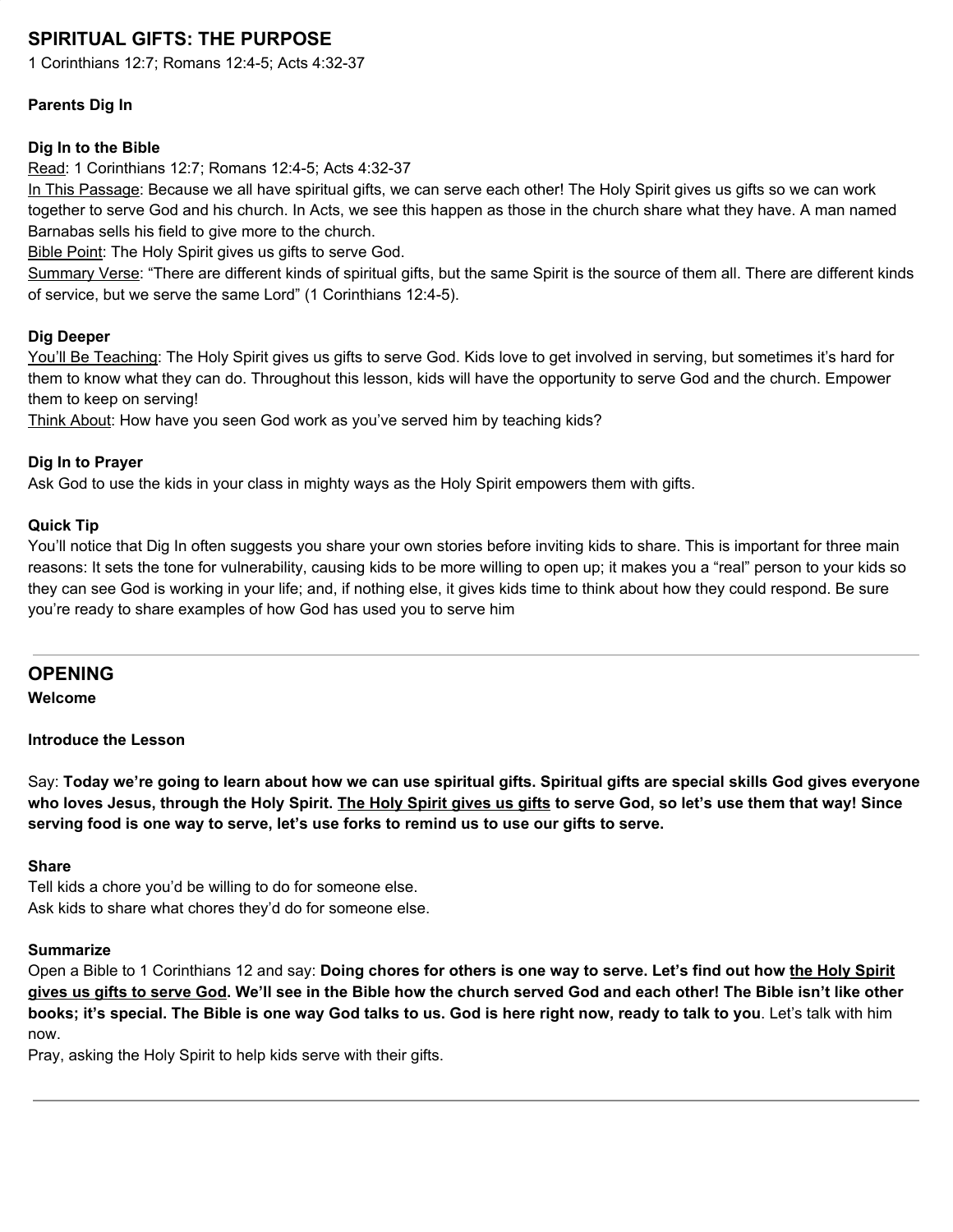## SPIRITUAL GIFTS: THE PURPOSE

1 Corinthians 12:7; Romans 12:4-5; Acts 4:32-37

**Parents Dig In**

**Dig In to the Bible**

Read: 1 Corinthians 12:7; Romans 12:4-5; Acts 4:32-37

In This Passage: Because we all have spiritual gifts, we can serve each other! The Holy Spirit gives us gifts so we can work together to serve God and his church. In Acts, we see this happen as those in the church share what they have. A man named Barnabas sells his field to give more to the church.

Bible Point: The Holy Spirit gives us gifts to serve God.

Summary Verse: "There are different kinds of spiritual gifts, but the same Spirit is the source of them all. There are different kinds of service, but we serve the same Lord" (1 Corinthians 12:4-5).

**Dig Deeper**

You'll Be Teaching: The Holy Spirit gives us gifts to serve God. Kids love to get involved in serving, but sometimes it's hard for them to know what they can do. Throughout this lesson, kids will have the opportunity to serve God and the church. Empower them to keep on serving!

Think About: How have you seen God work as you've served him by teaching kids?

**Dig In to Prayer**

Ask God to use the kids in your class in mighty ways as the Holy Spirit empowers them with gifts.

**Quick Tip**

You'll notice that Dig In often suggests you share your own stories before inviting kids to share. This is important for three main reasons: It sets the tone for vulnerability, causing kids to be more willing to open up; it makes you a "real" person to your kids so they can see God is working in your life; and, if nothing else, it gives kids time to think about how they could respond. Be sure you're ready to share examples of how God has used you to serve him

---

## OPENING

**Welcome**

**Introduce the Lesson**

Say: **Today we're going to learn about how we can use spiritual gifts. Spiritual gifts are special skills God gives everyone who loves Jesus, through the Holy Spirit. The Holy Spirit gives us gifts to serve God, so let's use them that way! Since serving food is one way to serve, let's use forks to remind us to use our gifts to serve.**

**Share**

Tell kids a chore you'd be willing to do for someone else.

Ask kids to share what chores they'd do for someone else.

**Summarize**

Open a Bible to 1 Corinthians 12 and say: **Doing chores for others is one way to serve. Let's find out how the Holy Spirit gives us gifts to serve God. We'll see in the Bible how the church served God and each other! The Bible isn't like other books; it's special. The Bible is one way God talks to us. God is here right now, ready to talk to you**. Let's talk with him now.

Pray, asking the Holy Spirit to help kids serve with their gifts.

---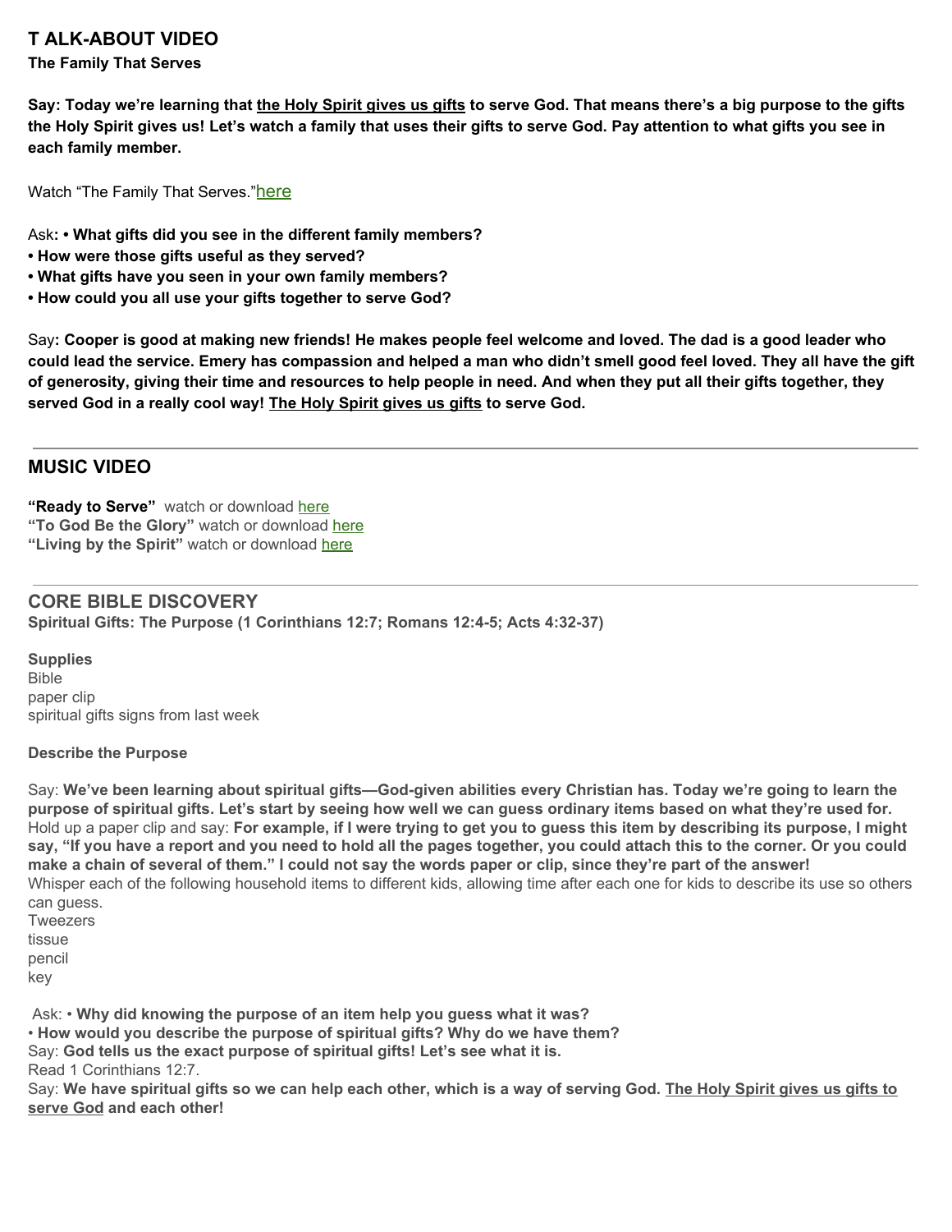## T ALK-ABOUT VIDEO

**The Family That Serves**

**Say: Today we're learning that <u>the Holy Spirit gives us gifts</u> to serve God. That means there's a big purpose to the gifts the Holy Spirit gives us! Let's watch a family that uses their gifts to serve God. Pay attention to what gifts you see in each family member.**

Watch "The Family That Serves."here

Ask**: • What gifts did you see in the different family members?**
**• How were those gifts useful as they served?**
**• What gifts have you seen in your own family members?**
**• How could you all use your gifts together to serve God?**

Say**: Cooper is good at making new friends! He makes people feel welcome and loved. The dad is a good leader who could lead the service. Emery has compassion and helped a man who didn't smell good feel loved. They all have the gift of generosity, giving their time and resources to help people in need. And when they put all their gifts together, they served God in a really cool way! <u>The Holy Spirit gives us gifts</u> to serve God.**

---

## MUSIC VIDEO

**"Ready to Serve"** watch or download here
**"To God Be the Glory"** watch or download here
**"Living by the Spirit"** watch or download here

---

## CORE BIBLE DISCOVERY

**Spiritual Gifts: The Purpose (1 Corinthians 12:7; Romans 12:4-5; Acts 4:32-37)**

**Supplies**
Bible
paper clip
spiritual gifts signs from last week

**Describe the Purpose**

Say: **We've been learning about spiritual gifts—God-given abilities every Christian has. Today we're going to learn the purpose of spiritual gifts. Let's start by seeing how well we can guess ordinary items based on what they're used for.**
Hold up a paper clip and say: **For example, if I were trying to get you to guess this item by describing its purpose, I might say, "If you have a report and you need to hold all the pages together, you could attach this to the corner. Or you could make a chain of several of them." I could not say the words paper or clip, since they're part of the answer!**
Whisper each of the following household items to different kids, allowing time after each one for kids to describe its use so others can guess.
Tweezers
tissue
pencil
key

Ask: • **Why did knowing the purpose of an item help you guess what it was?**
• **How would you describe the purpose of spiritual gifts? Why do we have them?**
Say: **God tells us the exact purpose of spiritual gifts! Let's see what it is.**
Read 1 Corinthians 12:7.
Say: **We have spiritual gifts so we can help each other, which is a way of serving God. <u>The Holy Spirit gives us gifts to serve God</u> and each other!**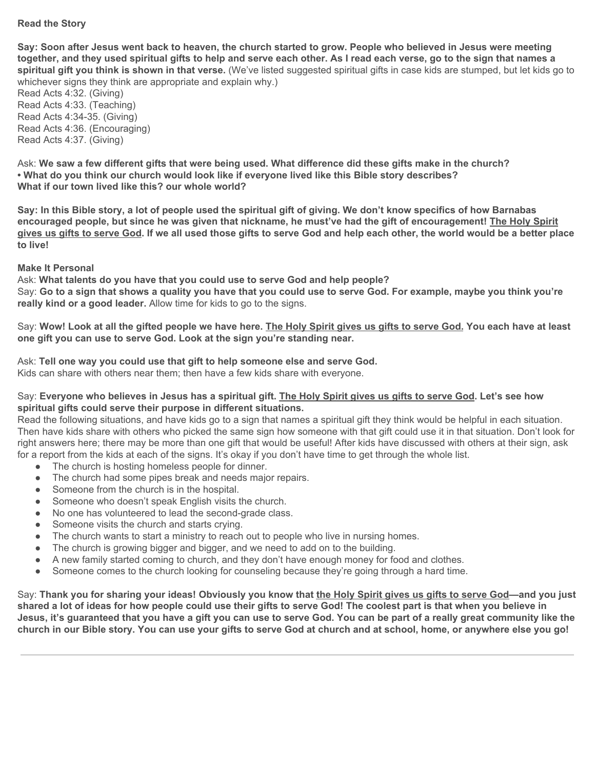**Read the Story**

**Say: Soon after Jesus went back to heaven, the church started to grow. People who believed in Jesus were meeting together, and they used spiritual gifts to help and serve each other. As I read each verse, go to the sign that names a spiritual gift you think is shown in that verse.** (We've listed suggested spiritual gifts in case kids are stumped, but let kids go to whichever signs they think are appropriate and explain why.)
Read Acts 4:32. (Giving)
Read Acts 4:33. (Teaching)
Read Acts 4:34-35. (Giving)
Read Acts 4:36. (Encouraging)
Read Acts 4:37. (Giving)

Ask: **We saw a few different gifts that were being used. What difference did these gifts make in the church?**
**• What do you think our church would look like if everyone lived like this Bible story describes?**
**What if our town lived like this? our whole world?**

**Say: In this Bible story, a lot of people used the spiritual gift of giving. We don't know specifics of how Barnabas encouraged people, but since he was given that nickname, he must've had the gift of encouragement! <u>The Holy Spirit gives us gifts to serve God</u>. If we all used those gifts to serve God and help each other, the world would be a better place to live!**

**Make It Personal**
Ask: **What talents do you have that you could use to serve God and help people?**
Say: **Go to a sign that shows a quality you have that you could use to serve God. For example, maybe you think you're really kind or a good leader.** Allow time for kids to go to the signs.

Say: **Wow! Look at all the gifted people we have here. <u>The Holy Spirit gives us gifts to serve God.</u> You each have at least one gift you can use to serve God. Look at the sign you're standing near.**

Ask: **Tell one way you could use that gift to help someone else and serve God.**
Kids can share with others near them; then have a few kids share with everyone.

Say: **Everyone who believes in Jesus has a spiritual gift. <u>The Holy Spirit gives us gifts to serve God</u>. Let's see how spiritual gifts could serve their purpose in different situations.**
Read the following situations, and have kids go to a sign that names a spiritual gift they think would be helpful in each situation. Then have kids share with others who picked the same sign how someone with that gift could use it in that situation. Don't look for right answers here; there may be more than one gift that would be useful! After kids have discussed with others at their sign, ask for a report from the kids at each of the signs. It's okay if you don't have time to get through the whole list.

- The church is hosting homeless people for dinner.
- The church had some pipes break and needs major repairs.
- Someone from the church is in the hospital.
- Someone who doesn't speak English visits the church.
- No one has volunteered to lead the second-grade class.
- Someone visits the church and starts crying.
- The church wants to start a ministry to reach out to people who live in nursing homes.
- The church is growing bigger and bigger, and we need to add on to the building.
- A new family started coming to church, and they don't have enough money for food and clothes.
- Someone comes to the church looking for counseling because they're going through a hard time.

Say: **Thank you for sharing your ideas! Obviously you know that <u>the Holy Spirit gives us gifts to serve God</u>—and you just shared a lot of ideas for how people could use their gifts to serve God! The coolest part is that when you believe in Jesus, it's guaranteed that you have a gift you can use to serve God. You can be part of a really great community like the church in our Bible story. You can use your gifts to serve God at church and at school, home, or anywhere else you go!**

---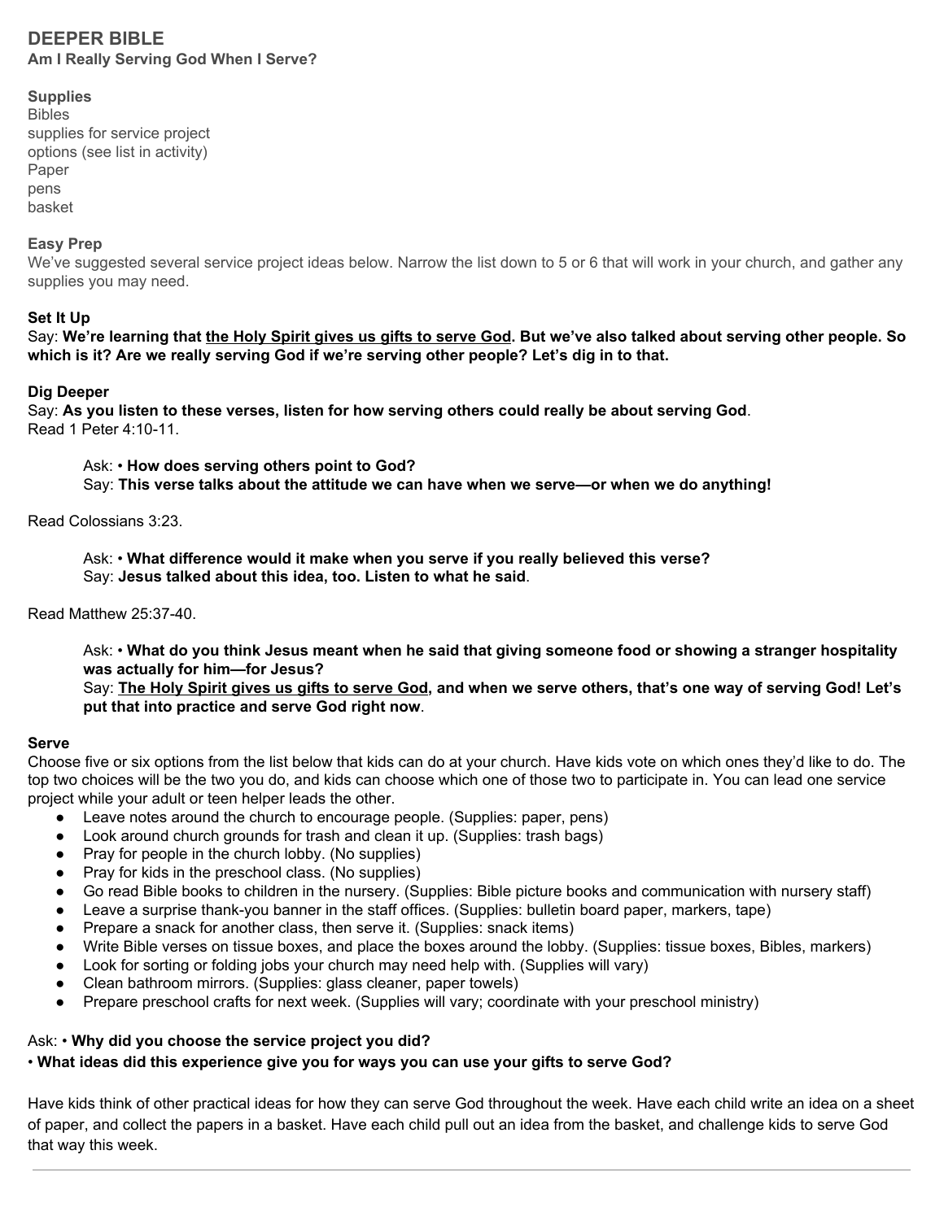## DEEPER BIBLE

**Am I Really Serving God When I Serve?**

**Supplies**

Bibles
supplies for service project options (see list in activity)
Paper
pens
basket

**Easy Prep**

We've suggested several service project ideas below. Narrow the list down to 5 or 6 that will work in your church, and gather any supplies you may need.

**Set It Up**

Say: **We're learning that <u>the Holy Spirit gives us gifts to serve God</u>. But we've also talked about serving other people. So which is it? Are we really serving God if we're serving other people? Let's dig in to that.**

**Dig Deeper**

Say: **As you listen to these verses, listen for how serving others could really be about serving God**.
Read 1 Peter 4:10-11.

> Ask: • **How does serving others point to God?**
> Say: **This verse talks about the attitude we can have when we serve—or when we do anything!**

Read Colossians 3:23.

> Ask: • **What difference would it make when you serve if you really believed this verse?**
> Say: **Jesus talked about this idea, too. Listen to what he said**.

Read Matthew 25:37-40.

> Ask: • **What do you think Jesus meant when he said that giving someone food or showing a stranger hospitality was actually for him—for Jesus?**
> Say: **<u>The Holy Spirit gives us gifts to serve God</u>, and when we serve others, that's one way of serving God! Let's put that into practice and serve God right now**.

**Serve**

Choose five or six options from the list below that kids can do at your church. Have kids vote on which ones they'd like to do. The top two choices will be the two you do, and kids can choose which one of those two to participate in. You can lead one service project while your adult or teen helper leads the other.

- Leave notes around the church to encourage people. (Supplies: paper, pens)
- Look around church grounds for trash and clean it up. (Supplies: trash bags)
- Pray for people in the church lobby. (No supplies)
- Pray for kids in the preschool class. (No supplies)
- Go read Bible books to children in the nursery. (Supplies: Bible picture books and communication with nursery staff)
- Leave a surprise thank-you banner in the staff offices. (Supplies: bulletin board paper, markers, tape)
- Prepare a snack for another class, then serve it. (Supplies: snack items)
- Write Bible verses on tissue boxes, and place the boxes around the lobby. (Supplies: tissue boxes, Bibles, markers)
- Look for sorting or folding jobs your church may need help with. (Supplies will vary)
- Clean bathroom mirrors. (Supplies: glass cleaner, paper towels)
- Prepare preschool crafts for next week. (Supplies will vary; coordinate with your preschool ministry)

Ask: • **Why did you choose the service project you did?**
• **What ideas did this experience give you for ways you can use your gifts to serve God?**

Have kids think of other practical ideas for how they can serve God throughout the week. Have each child write an idea on a sheet of paper, and collect the papers in a basket. Have each child pull out an idea from the basket, and challenge kids to serve God that way this week.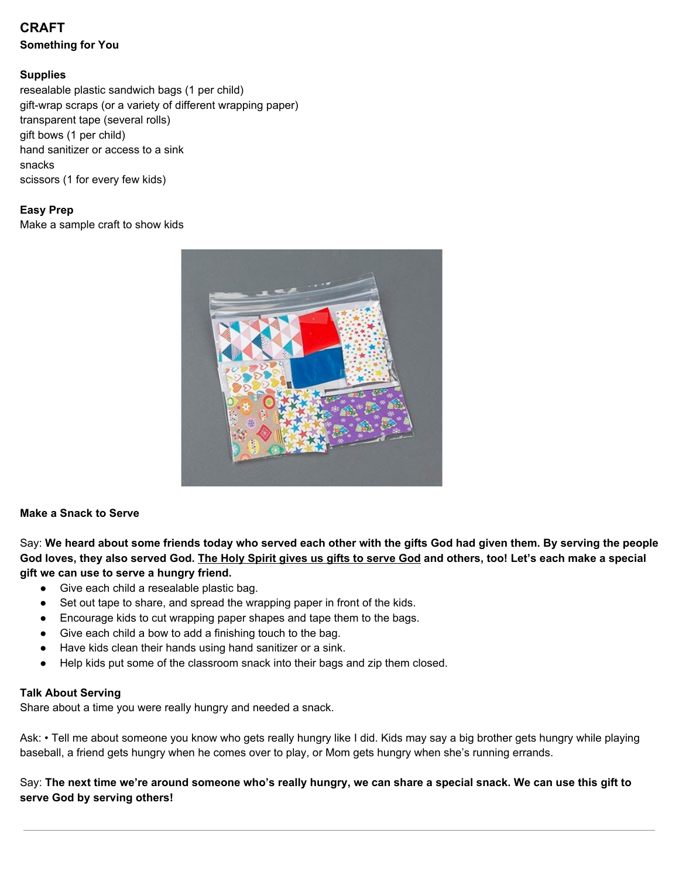## CRAFT

### Something for You

**Supplies**

resealable plastic sandwich bags (1 per child)
gift-wrap scraps (or a variety of different wrapping paper)
transparent tape (several rolls)
gift bows (1 per child)
hand sanitizer or access to a sink
snacks
scissors (1 for every few kids)

**Easy Prep**

Make a sample craft to show kids

**Make a Snack to Serve**

Say: **We heard about some friends today who served each other with the gifts God had given them. By serving the people God loves, they also served God. The Holy Spirit gives us gifts to serve God and others, too! Let's each make a special gift we can use to serve a hungry friend.**

- Give each child a resealable plastic bag.
- Set out tape to share, and spread the wrapping paper in front of the kids.
- Encourage kids to cut wrapping paper shapes and tape them to the bags.
- Give each child a bow to add a finishing touch to the bag.
- Have kids clean their hands using hand sanitizer or a sink.
- Help kids put some of the classroom snack into their bags and zip them closed.

**Talk About Serving**

Share about a time you were really hungry and needed a snack.

Ask: • Tell me about someone you know who gets really hungry like I did. Kids may say a big brother gets hungry while playing baseball, a friend gets hungry when he comes over to play, or Mom gets hungry when she's running errands.

Say: **The next time we're around someone who's really hungry, we can share a special snack. We can use this gift to serve God by serving others!**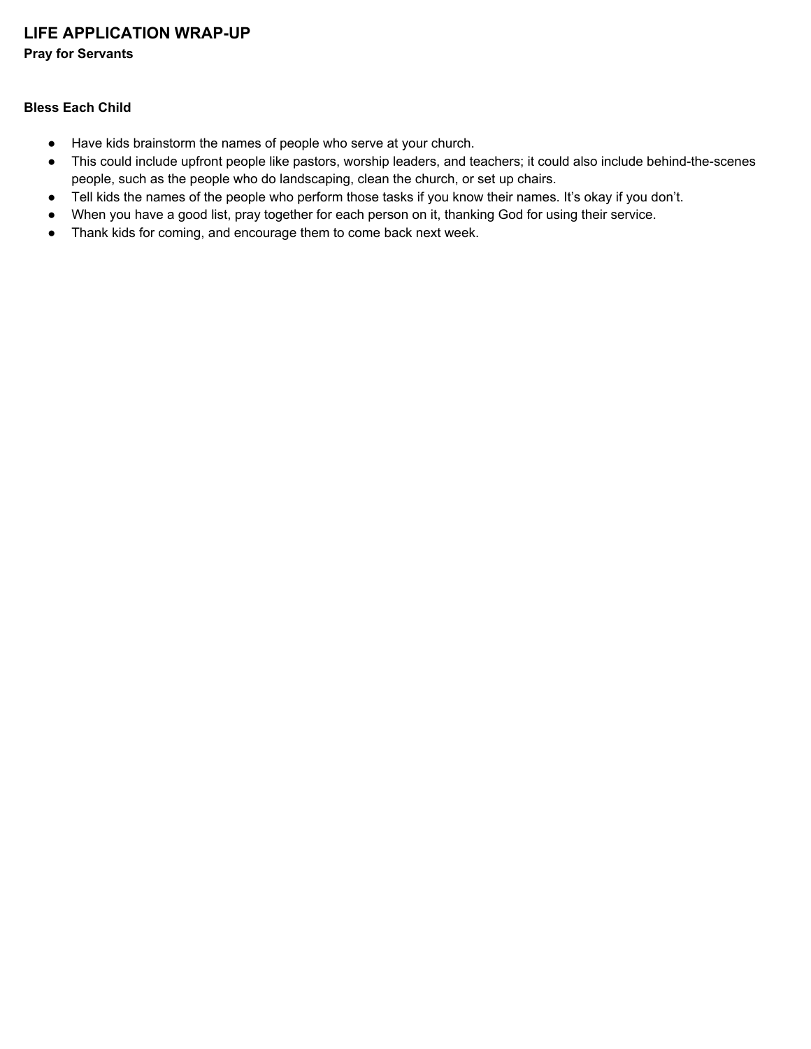## LIFE APPLICATION WRAP-UP

**Pray for Servants**

**Bless Each Child**

- Have kids brainstorm the names of people who serve at your church.
- This could include upfront people like pastors, worship leaders, and teachers; it could also include behind-the-scenes people, such as the people who do landscaping, clean the church, or set up chairs.
- Tell kids the names of the people who perform those tasks if you know their names. It's okay if you don't.
- When you have a good list, pray together for each person on it, thanking God for using their service.
- Thank kids for coming, and encourage them to come back next week.